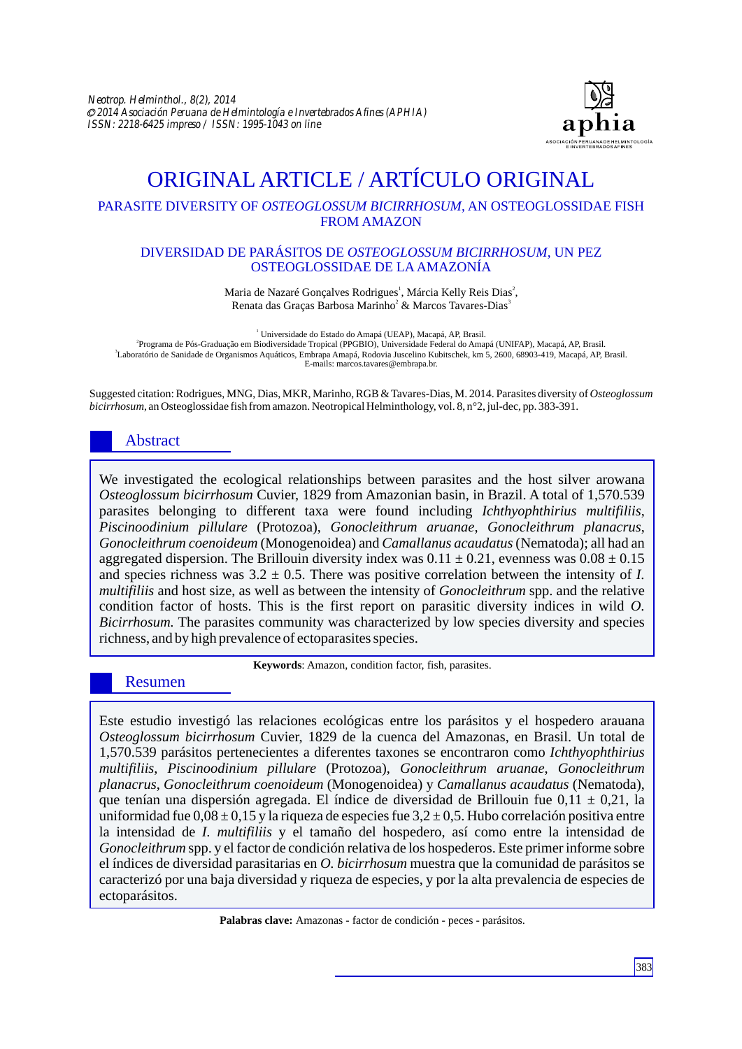# ORIGINAL ARTICLE / ARTÍCULO ORIGINAL

## PARASITE DIVERSITY OF *OSTEOGLOSSUM BICIRRHOSUM*, AN OSTEOGLOSSIDAE FISH FROM AMAZON

## DIVERSIDAD DE PARÁSITOS DE *OSTEOGLOSSUM BICIRRHOSUM*, UN PEZ OSTEOGLOSSIDAE DE LA AMAZONÍA

Maria de Nazaré Gonçalves Rodrigues[1], Márcia Kelly Reis Dias[2], Renata das Graças Barbosa Marinho[2] & Marcos Tavares-Dias[3]

[1] Universidade do Estado do Amapá (UEAP), Macapá, AP, Brasil.
[2] Programa de Pós-Graduação em Biodiversidade Tropical (PPGBIO), Universidade Federal do Amapá (UNIFAP), Macapá, AP, Brasil.
[3] Laboratório de Sanidade de Organismos Aquáticos, Embrapa Amapá, Rodovia Juscelino Kubitschek, km 5, 2600, 68903-419, Macapá, AP, Brasil.
E-mails: marcos.tavares@embrapa.br.

Suggested citation: Rodrigues, MNG, Dias, MKR, Marinho, RGB & Tavares-Dias, M. 2014. Parasites diversity of *Osteoglossum bicirrhosum*, an Osteoglossidae fish from amazon. Neotropical Helminthology, vol. 8, n°2, jul-dec, pp. 383-391.

## Abstract

We investigated the ecological relationships between parasites and the host silver arowana *Osteoglossum bicirrhosum* Cuvier, 1829 from Amazonian basin, in Brazil. A total of 1,570.539 parasites belonging to different taxa were found including *Ichthyophthirius multifiliis*, *Piscinoodinium pillulare* (Protozoa), *Gonocleithrum aruanae*, *Gonocleithrum planacrus*, *Gonocleithrum coenoideum* (Monogenoidea) and *Camallanus acaudatus* (Nematoda); all had an aggregated dispersion. The Brillouin diversity index was 0.11 ± 0.21, evenness was 0.08 ± 0.15 and species richness was 3.2 ± 0.5. There was positive correlation between the intensity of *I. multifiliis* and host size, as well as between the intensity of *Gonocleithrum* spp. and the relative condition factor of hosts. This is the first report on parasitic diversity indices in wild *O. Bicirrhosum.* The parasites community was characterized by low species diversity and species richness, and by high prevalence of ectoparasites species.

**Keywords**: Amazon, condition factor, fish, parasites.

## Resumen

Este estudio investigó las relaciones ecológicas entre los parásitos y el hospedero arauana *Osteoglossum bicirrhosum* Cuvier, 1829 de la cuenca del Amazonas, en Brasil. Un total de 1,570.539 parásitos pertenecientes a diferentes taxones se encontraron como *Ichthyophthirius multifiliis*, *Piscinoodinium pillulare* (Protozoa), *Gonocleithrum aruanae*, *Gonocleithrum planacrus*, *Gonocleithrum coenoideum* (Monogenoidea) y *Camallanus acaudatus* (Nematoda), que tenían una dispersión agregada. El índice de diversidad de Brillouin fue 0,11 ± 0,21, la uniformidad fue 0,08 ± 0,15 y la riqueza de especies fue 3,2 ± 0,5. Hubo correlación positiva entre la intensidad de *I. multifiliis* y el tamaño del hospedero, así como entre la intensidad de *Gonocleithrum* spp. y el factor de condición relativa de los hospederos. Este primer informe sobre el índices de diversidad parasitarias en *O. bicirrhosum* muestra que la comunidad de parásitos se caracterizó por una baja diversidad y riqueza de especies, y por la alta prevalencia de especies de ectoparásitos.

**Palabras clave:** Amazonas - factor de condición - peces - parásitos.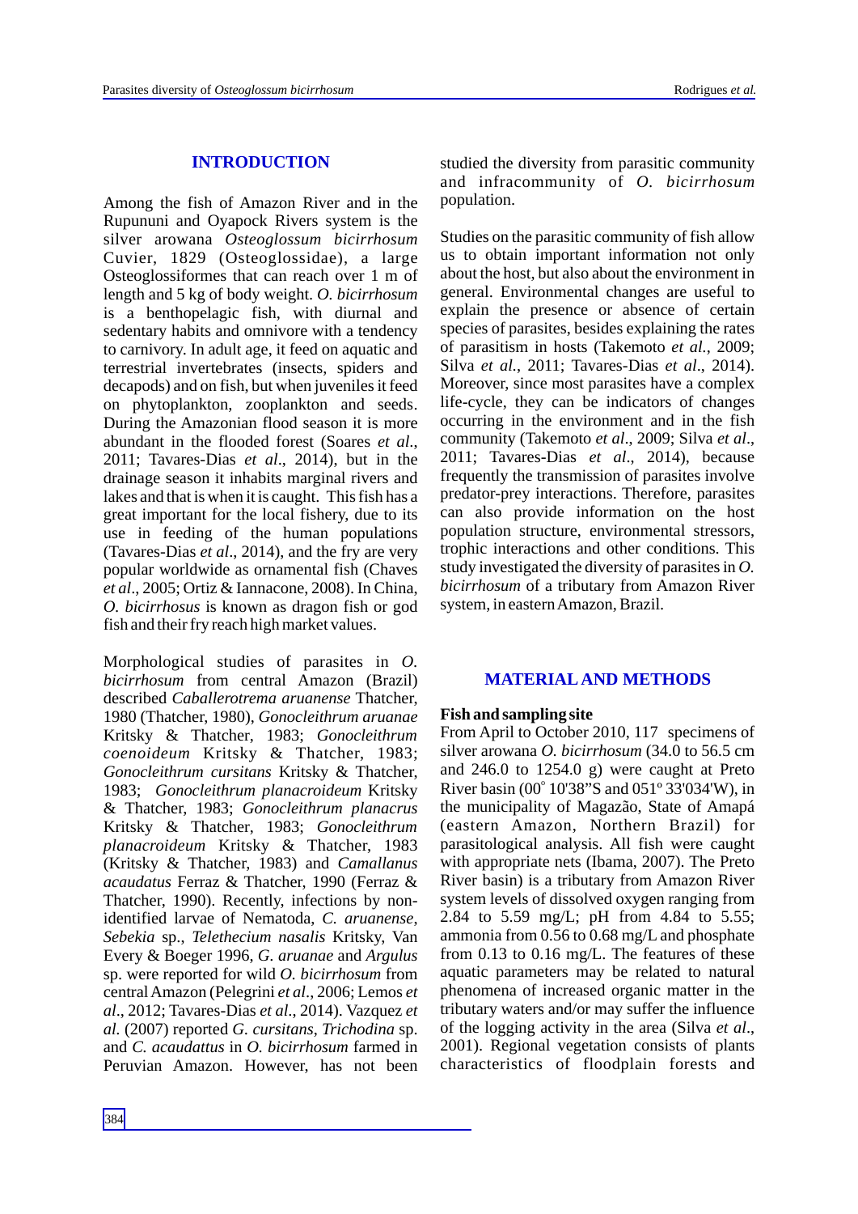## INTRODUCTION

Among the fish of Amazon River and in the Rupununi and Oyapock Rivers system is the silver arowana *Osteoglossum bicirrhosum* Cuvier, 1829 (Osteoglossidae), a large Osteoglossiformes that can reach over 1 m of length and 5 kg of body weight. *O. bicirrhosum* is a benthopelagic fish, with diurnal and sedentary habits and omnivore with a tendency to carnivory. In adult age, it feed on aquatic and terrestrial invertebrates (insects, spiders and decapods) and on fish, but when juveniles it feed on phytoplankton, zooplankton and seeds. During the Amazonian flood season it is more abundant in the flooded forest (Soares *et al*., 2011; Tavares-Dias *et al*., 2014), but in the drainage season it inhabits marginal rivers and lakes and that is when it is caught. This fish has a great important for the local fishery, due to its use in feeding of the human populations (Tavares-Dias *et al*., 2014), and the fry are very popular worldwide as ornamental fish (Chaves *et al*., 2005; Ortiz & Iannacone, 2008). In China, *O. bicirrhosus* is known as dragon fish or god fish and their fry reach high market values.

Morphological studies of parasites in *O. bicirrhosum* from central Amazon (Brazil) described *Caballerotrema aruanense* Thatcher, 1980 (Thatcher, 1980), *Gonocleithrum aruanae* Kritsky & Thatcher, 1983; *Gonocleithrum coenoideum* Kritsky & Thatcher, 1983; *Gonocleithrum cursitans* Kritsky & Thatcher, 1983; *Gonocleithrum planacroideum* Kritsky & Thatcher, 1983; *Gonocleithrum planacrus* Kritsky & Thatcher, 1983; *Gonocleithrum planacroideum* Kritsky & Thatcher, 1983 (Kritsky & Thatcher, 1983) and *Camallanus acaudatus* Ferraz & Thatcher, 1990 (Ferraz & Thatcher, 1990). Recently, infections by non-identified larvae of Nematoda, *C. aruanense*, *Sebekia* sp., *Telethecium nasalis* Kritsky, Van Every & Boeger 1996, *G. aruanae* and *Argulus* sp. were reported for wild *O. bicirrhosum* from central Amazon (Pelegrini *et al*., 2006; Lemos *et al*., 2012; Tavares-Dias *et al*., 2014). Vazquez *et al.* (2007) reported *G. cursitans*, *Trichodina* sp. and *C. acaudattus* in *O. bicirrhosum* farmed in Peruvian Amazon. However, has not been studied the diversity from parasitic community and infracommunity of *O. bicirrhosum* population.

Studies on the parasitic community of fish allow us to obtain important information not only about the host, but also about the environment in general. Environmental changes are useful to explain the presence or absence of certain species of parasites, besides explaining the rates of parasitism in hosts (Takemoto *et al*., 2009; Silva *et al*., 2011; Tavares-Dias *et al*., 2014). Moreover, since most parasites have a complex life-cycle, they can be indicators of changes occurring in the environment and in the fish community (Takemoto *et al*., 2009; Silva *et al*., 2011; Tavares-Dias *et al*., 2014), because frequently the transmission of parasites involve predator-prey interactions. Therefore, parasites can also provide information on the host population structure, environmental stressors, trophic interactions and other conditions. This study investigated the diversity of parasites in *O. bicirrhosum* of a tributary from Amazon River system, in eastern Amazon, Brazil.

## MATERIAL AND METHODS

### Fish and sampling site

From April to October 2010, 117 specimens of silver arowana *O. bicirrhosum* (34.0 to 56.5 cm and 246.0 to 1254.0 g) were caught at Preto River basin (00° 10'38"S and 051º 33'034'W), in the municipality of Magazão, State of Amapá (eastern Amazon, Northern Brazil) for parasitological analysis. All fish were caught with appropriate nets (Ibama, 2007). The Preto River basin) is a tributary from Amazon River system levels of dissolved oxygen ranging from 2.84 to 5.59 mg/L; pH from 4.84 to 5.55; ammonia from 0.56 to 0.68 mg/L and phosphate from 0.13 to 0.16 mg/L. The features of these aquatic parameters may be related to natural phenomena of increased organic matter in the tributary waters and/or may suffer the influence of the logging activity in the area (Silva *et al*., 2001). Regional vegetation consists of plants characteristics of floodplain forests and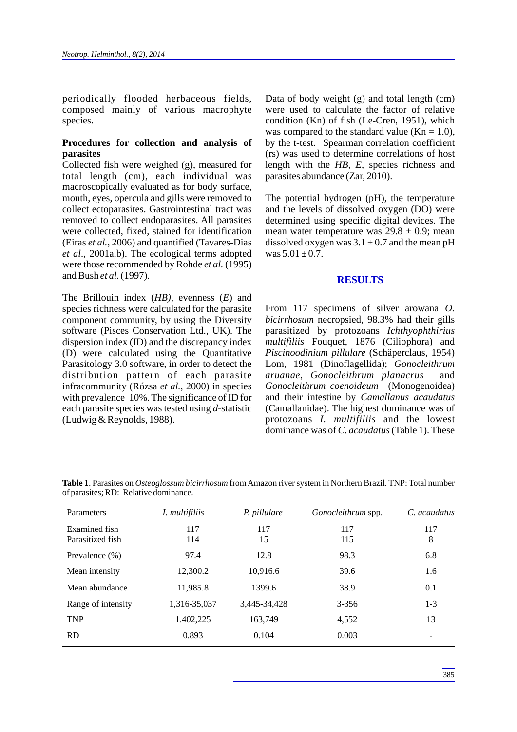periodically flooded herbaceous fields, composed mainly of various macrophyte species.

### Procedures for collection and analysis of parasites

Collected fish were weighed (g), measured for total length (cm), each individual was macroscopically evaluated as for body surface, mouth, eyes, opercula and gills were removed to collect ectoparasites. Gastrointestinal tract was removed to collect endoparasites. All parasites were collected, fixed, stained for identification (Eiras *et al.*, 2006) and quantified (Tavares-Dias *et al*., 2001a,b). The ecological terms adopted were those recommended by Rohde *et al.* (1995) and Bush *et al.* (1997).

The Brillouin index (*HB)*, evenness (*E*) and species richness were calculated for the parasite component community, by using the Diversity software (Pisces Conservation Ltd., UK). The dispersion index (ID) and the discrepancy index (D) were calculated using the Quantitative Parasitology 3.0 software, in order to detect the distribution pattern of each parasite infracommunity (Rózsa *et al.*, 2000) in species with prevalence 10%. The significance of ID for each parasite species was tested using *d*-statistic (Ludwig & Reynolds, 1988).

Data of body weight (g) and total length (cm) were used to calculate the factor of relative condition (Kn) of fish (Le-Cren, 1951), which was compared to the standard value (Kn = 1.0), by the t-test. Spearman correlation coefficient (rs) was used to determine correlations of host length with the *HB*, *E*, species richness and parasites abundance (Zar, 2010).

The potential hydrogen (pH), the temperature and the levels of dissolved oxygen (DO) were determined using specific digital devices. The mean water temperature was $29.8 \pm 0.9$; mean dissolved oxygen was $3.1 \pm 0.7$ and the mean pH was $5.01 \pm 0.7$.

## RESULTS

From 117 specimens of silver arowana *O. bicirrhosum* necropsied, 98.3% had their gills parasitized by protozoans *Ichthyophthirius multifiliis* Fouquet, 1876 (Ciliophora) and *Piscinoodinium pillulare* (Schäperclaus, 1954) Lom, 1981 (Dinoflagellida); *Gonocleithrum aruanae*, *Gonocleithrum planacrus* and *Gonocleithrum coenoideum* (Monogenoidea) and their intestine by *Camallanus acaudatus* (Camallanidae). The highest dominance was of protozoans *I. multifiliis* and the lowest dominance was of *C. acaudatus* (Table 1). These

**Table 1**. Parasites on *Osteoglossum bicirrhosum* from Amazon river system in Northern Brazil. TNP: Total number of parasites; RD: Relative dominance.

| Parameters | *I. multifiliis* | *P. pillulare* | *Gonocleithrum* spp. | *C. acaudatus* |
|---|---|---|---|---|
| Examined fish | 117 | 117 | 117 | 117 |
| Parasitized fish | 114 | 15 | 115 | 8 |
| Prevalence (%) | 97.4 | 12.8 | 98.3 | 6.8 |
| Mean intensity | 12,300.2 | 10,916.6 | 39.6 | 1.6 |
| Mean abundance | 11,985.8 | 1399.6 | 38.9 | 0.1 |
| Range of intensity | 1,316-35,037 | 3,445-34,428 | 3-356 | 1-3 |
| TNP | 1.402,225 | 163,749 | 4,552 | 13 |
| RD | 0.893 | 0.104 | 0.003 | - |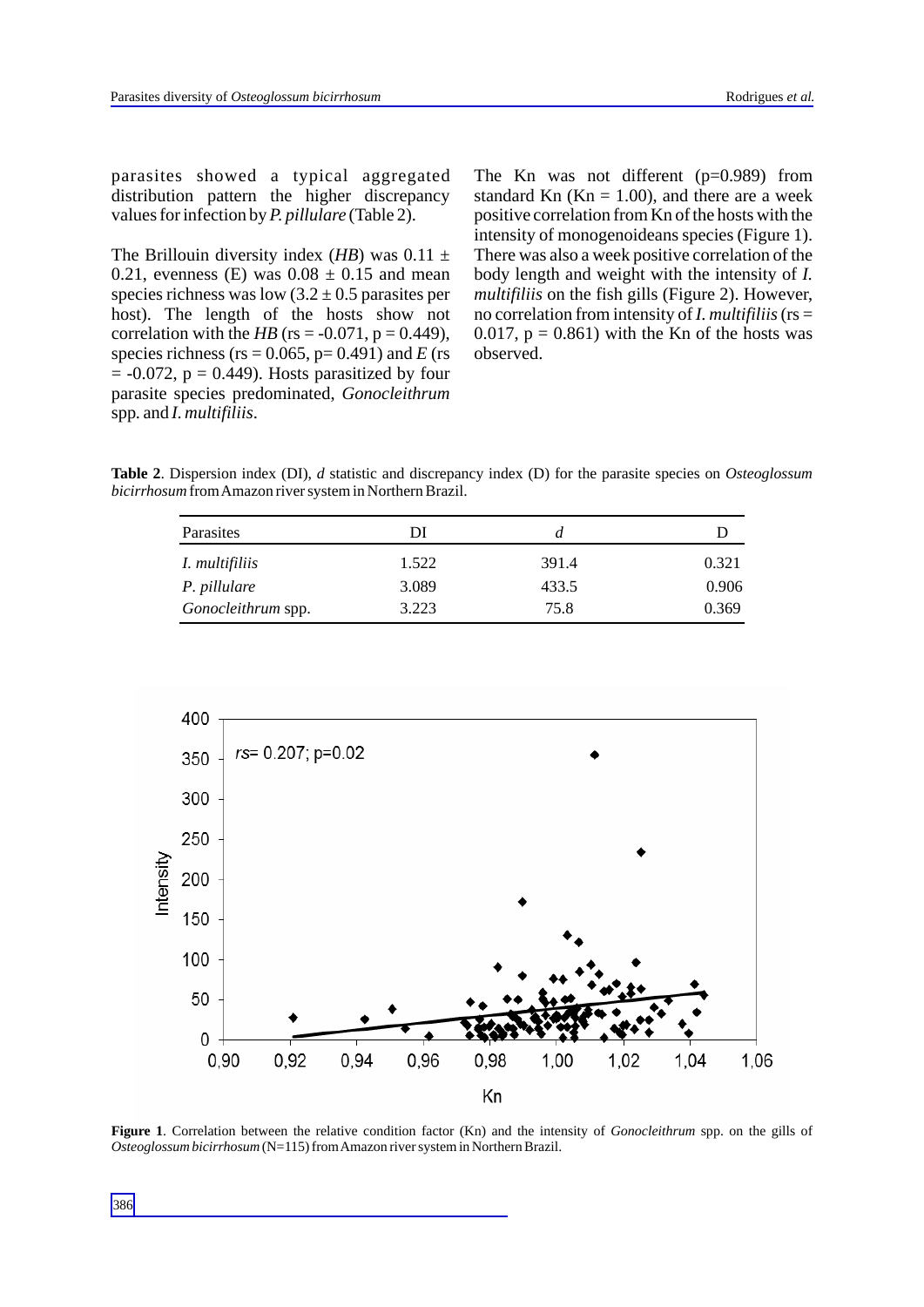parasites showed a typical aggregated distribution pattern the higher discrepancy values for infection by *P. pillulare* (Table 2).

The Brillouin diversity index (*HB*) was 0.11 ± 0.21, evenness (E) was 0.08 ± 0.15 and mean species richness was low (3.2 ± 0.5 parasites per host). The length of the hosts show not correlation with the *HB* (rs = -0.071, p = 0.449), species richness (rs = 0.065, p= 0.491) and *E* (rs = -0.072, p = 0.449). Hosts parasitized by four parasite species predominated, *Gonocleithrum* spp. and *I. multifiliis*.

The Kn was not different (p=0.989) from standard Kn (Kn = 1.00), and there are a week positive correlation from Kn of the hosts with the intensity of monogenoideans species (Figure 1). There was also a week positive correlation of the body length and weight with the intensity of *I. multifiliis* on the fish gills (Figure 2). However, no correlation from intensity of *I. multifiliis* (rs = 0.017, p = 0.861) with the Kn of the hosts was observed.

**Table 2**. Dispersion index (DI), *d* statistic and discrepancy index (D) for the parasite species on *Osteoglossum bicirrhosum* from Amazon river system in Northern Brazil.

| Parasites | DI | *d* | D |
|---|---|---|---|
| *I. multifiliis* | 1.522 | 391.4 | 0.321 |
| *P. pillulare* | 3.089 | 433.5 | 0.906 |
| *Gonocleithrum* spp. | 3.223 | 75.8 | 0.369 |

**Figure 1**. Correlation between the relative condition factor (Kn) and the intensity of *Gonocleithrum* spp. on the gills of *Osteoglossum bicirrhosum* (N=115) from Amazon river system in Northern Brazil.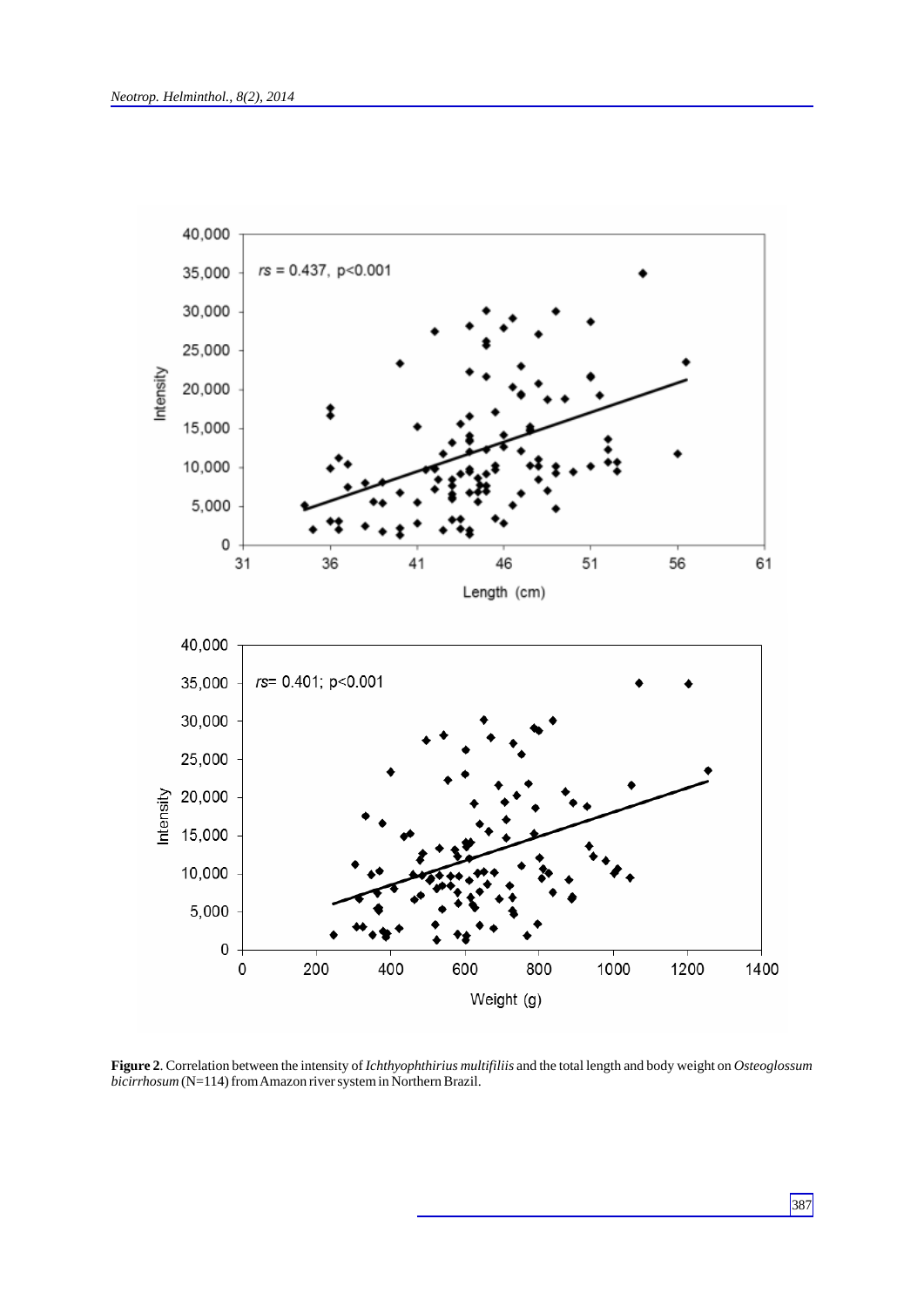**Figure 2**. Correlation between the intensity of *Ichthyophthirius multifiliis* and the total length and body weight on *Osteoglossum bicirrhosum* (N=114) from Amazon river system in Northern Brazil.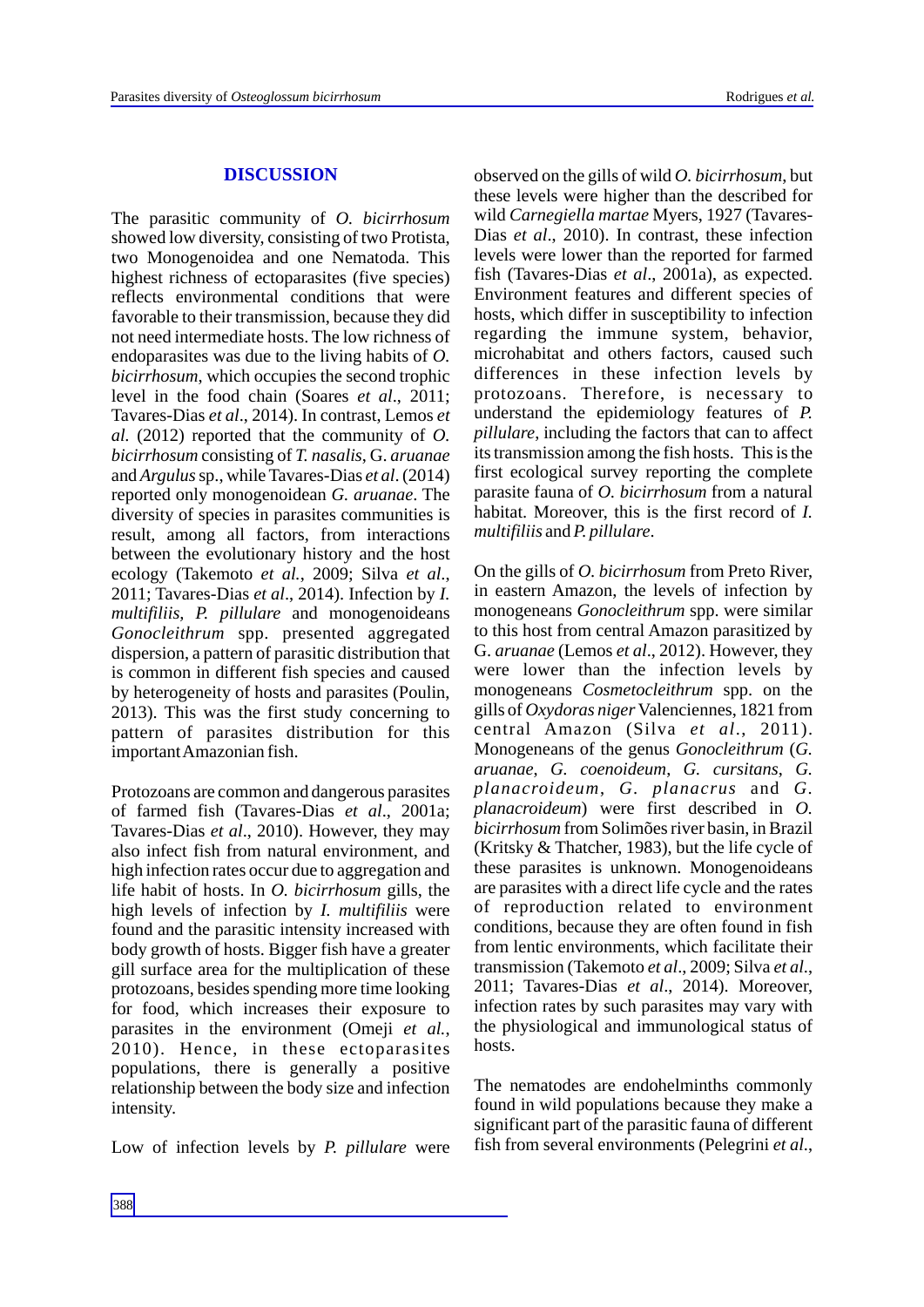## DISCUSSION

The parasitic community of *O. bicirrhosum* showed low diversity, consisting of two Protista, two Monogenoidea and one Nematoda. This highest richness of ectoparasites (five species) reflects environmental conditions that were favorable to their transmission, because they did not need intermediate hosts. The low richness of endoparasites was due to the living habits of *O. bicirrhosum*, which occupies the second trophic level in the food chain (Soares *et al*., 2011; Tavares-Dias *et al*., 2014). In contrast, Lemos *et al.* (2012) reported that the community of *O. bicirrhosum* consisting of *T. nasalis*, G. *aruanae* and *Argulus* sp., while Tavares-Dias *et al*. (2014) reported only monogenoidean *G. aruanae*. The diversity of species in parasites communities is result, among all factors, from interactions between the evolutionary history and the host ecology (Takemoto *et al.*, 2009; Silva *et al*., 2011; Tavares-Dias *et al*., 2014). Infection by *I. multifiliis*, *P. pillulare* and monogenoideans *Gonocleithrum* spp. presented aggregated dispersion, a pattern of parasitic distribution that is common in different fish species and caused by heterogeneity of hosts and parasites (Poulin, 2013). This was the first study concerning to pattern of parasites distribution for this important Amazonian fish.

Protozoans are common and dangerous parasites of farmed fish (Tavares-Dias *et al*., 2001a; Tavares-Dias *et al*., 2010). However, they may also infect fish from natural environment, and high infection rates occur due to aggregation and life habit of hosts. In *O. bicirrhosum* gills, the high levels of infection by *I. multifiliis* were found and the parasitic intensity increased with body growth of hosts. Bigger fish have a greater gill surface area for the multiplication of these protozoans, besides spending more time looking for food, which increases their exposure to parasites in the environment (Omeji *et al.*, 2010). Hence, in these ectoparasites populations, there is generally a positive relationship between the body size and infection intensity.

Low of infection levels by *P. pillulare* were observed on the gills of wild *O. bicirrhosum*, but these levels were higher than the described for wild *Carnegiella martae* Myers, 1927 (Tavares-Dias *et al*., 2010). In contrast, these infection levels were lower than the reported for farmed fish (Tavares-Dias *et al*., 2001a), as expected. Environment features and different species of hosts, which differ in susceptibility to infection regarding the immune system, behavior, microhabitat and others factors, caused such differences in these infection levels by protozoans. Therefore, is necessary to understand the epidemiology features of *P. pillulare*, including the factors that can to affect its transmission among the fish hosts. This is the first ecological survey reporting the complete parasite fauna of *O. bicirrhosum* from a natural habitat. Moreover, this is the first record of *I. multifiliis* and *P. pillulare*.

On the gills of *O. bicirrhosum* from Preto River, in eastern Amazon, the levels of infection by monogeneans *Gonocleithrum* spp. were similar to this host from central Amazon parasitized by G. *aruanae* (Lemos *et al*., 2012). However, they were lower than the infection levels by monogeneans *Cosmetocleithrum* spp. on the gills of *Oxydoras niger* Valenciennes, 1821 from central Amazon (Silva *et al*., 2011). Monogeneans of the genus *Gonocleithrum* (*G. aruanae*, *G. coenoideum*, *G. cursitans*, *G. planacroideum*, *G. planacrus* and *G. planacroideum*) were first described in *O. bicirrhosum* from Solimões river basin, in Brazil (Kritsky & Thatcher, 1983), but the life cycle of these parasites is unknown. Monogenoideans are parasites with a direct life cycle and the rates of reproduction related to environment conditions, because they are often found in fish from lentic environments, which facilitate their transmission (Takemoto *et al*., 2009; Silva *et al*., 2011; Tavares-Dias *et al*., 2014). Moreover, infection rates by such parasites may vary with the physiological and immunological status of hosts.

The nematodes are endohelminths commonly found in wild populations because they make a significant part of the parasitic fauna of different fish from several environments (Pelegrini *et al*.,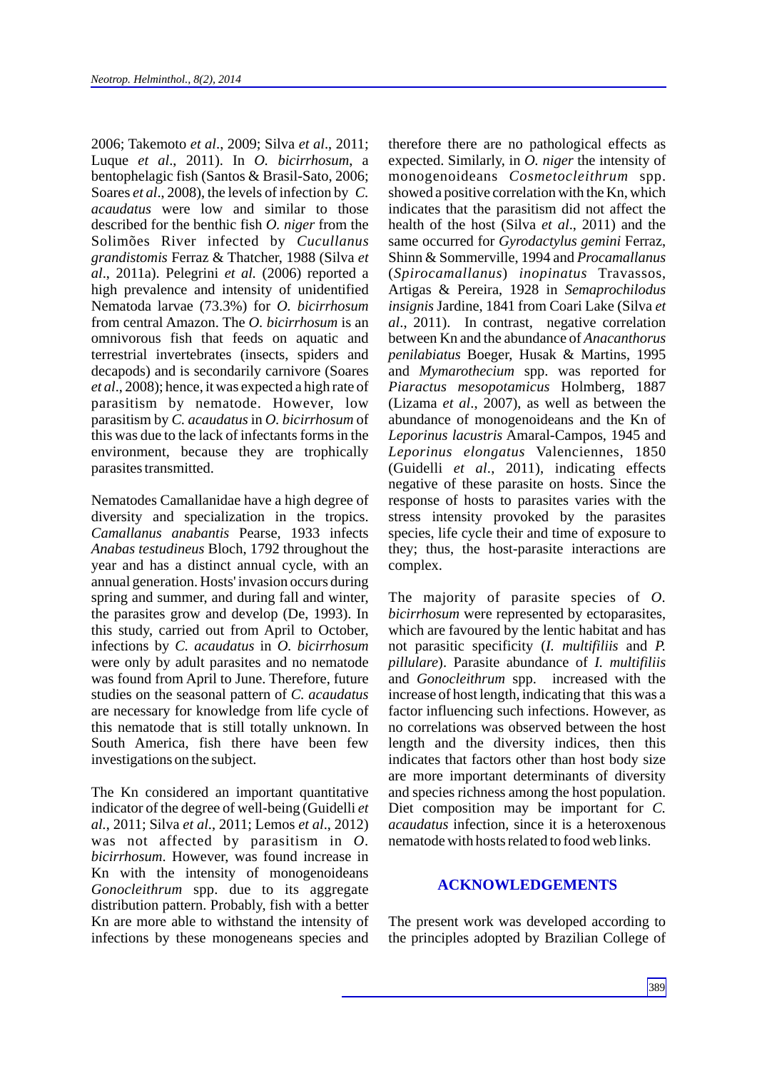2006; Takemoto *et al*., 2009; Silva *et al*., 2011; Luque *et al*., 2011). In *O. bicirrhosum*, a bentophelagic fish (Santos & Brasil-Sato, 2006; Soares *et al*., 2008), the levels of infection by *C. acaudatus* were low and similar to those described for the benthic fish *O. niger* from the Solimões River infected by *Cucullanus grandistomis* Ferraz & Thatcher, 1988 (Silva *et al*., 2011a). Pelegrini *et al.* (2006) reported a high prevalence and intensity of unidentified Nematoda larvae (73.3%) for *O. bicirrhosum* from central Amazon. The *O. bicirrhosum* is an omnivorous fish that feeds on aquatic and terrestrial invertebrates (insects, spiders and decapods) and is secondarily carnivore (Soares *et al*., 2008); hence, it was expected a high rate of parasitism by nematode. However, low parasitism by *C. acaudatus* in *O. bicirrhosum* of this was due to the lack of infectants forms in the environment, because they are trophically parasites transmitted.

Nematodes Camallanidae have a high degree of diversity and specialization in the tropics. *Camallanus anabantis* Pearse, 1933 infects *Anabas testudineus* Bloch, 1792 throughout the year and has a distinct annual cycle, with an annual generation. Hosts' invasion occurs during spring and summer, and during fall and winter, the parasites grow and develop (De, 1993). In this study, carried out from April to October, infections by *C. acaudatus* in *O. bicirrhosum* were only by adult parasites and no nematode was found from April to June. Therefore, future studies on the seasonal pattern of *C. acaudatus* are necessary for knowledge from life cycle of this nematode that is still totally unknown. In South America, fish there have been few investigations on the subject.

The Kn considered an important quantitative indicator of the degree of well-being (Guidelli *et al*., 2011; Silva *et al*., 2011; Lemos *et al*., 2012) was not affected by parasitism in *O. bicirrhosum*. However, was found increase in Kn with the intensity of monogenoideans *Gonocleithrum* spp. due to its aggregate distribution pattern. Probably, fish with a better Kn are more able to withstand the intensity of infections by these monogeneans species and therefore there are no pathological effects as expected. Similarly, in *O. niger* the intensity of monogenoideans *Cosmetocleithrum* spp. showed a positive correlation with the Kn, which indicates that the parasitism did not affect the health of the host (Silva *et al*., 2011) and the same occurred for *Gyrodactylus gemini* Ferraz, Shinn & Sommerville, 1994 and *Procamallanus* (*Spirocamallanus*) *inopinatus* Travassos, Artigas & Pereira, 1928 in *Semaprochilodus insignis* Jardine, 1841 from Coari Lake (Silva *et al*., 2011). In contrast, negative correlation between Kn and the abundance of *Anacanthorus penilabiatus* Boeger, Husak & Martins, 1995 and *Mymarothecium* spp. was reported for *Piaractus mesopotamicus* Holmberg, 1887 (Lizama *et al*., 2007), as well as between the abundance of monogenoideans and the Kn of *Leporinus lacustris* Amaral-Campos, 1945 and *Leporinus elongatus* Valenciennes, 1850 (Guidelli *et al*., 2011), indicating effects negative of these parasite on hosts. Since the response of hosts to parasites varies with the stress intensity provoked by the parasites species, life cycle their and time of exposure to they; thus, the host-parasite interactions are complex.

The majority of parasite species of *O. bicirrhosum* were represented by ectoparasites, which are favoured by the lentic habitat and has not parasitic specificity (*I. multifiliis* and *P. pillulare*). Parasite abundance of *I. multifiliis* and *Gonocleithrum* spp. increased with the increase of host length, indicating that this was a factor influencing such infections. However, as no correlations was observed between the host length and the diversity indices, then this indicates that factors other than host body size are more important determinants of diversity and species richness among the host population. Diet composition may be important for *C. acaudatus* infection, since it is a heteroxenous nematode with hosts related to food web links.

## ACKNOWLEDGEMENTS

The present work was developed according to the principles adopted by Brazilian College of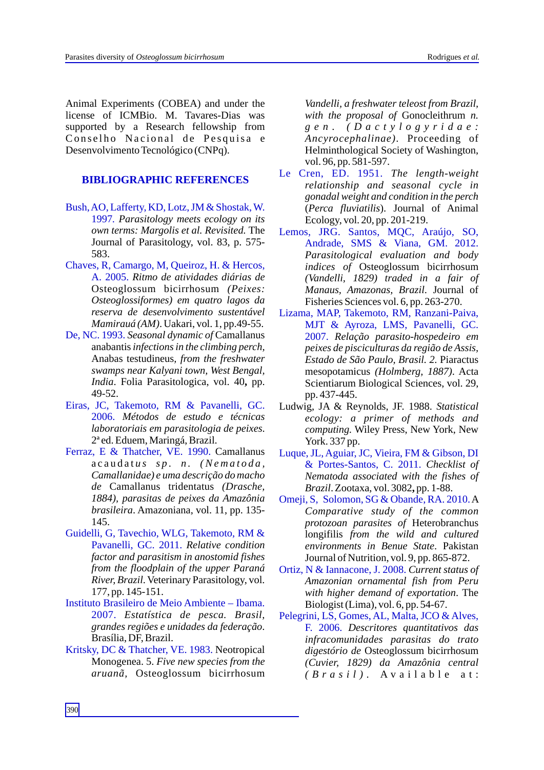Animal Experiments (COBEA) and under the license of ICMBio. M. Tavares-Dias was supported by a Research fellowship from Conselho Nacional de Pesquisa e Desenvolvimento Tecnológico (CNPq).

## BIBLIOGRAPHIC REFERENCES

Bush, AO, Lafferty, KD, Lotz, JM & Shostak, W. 1997. *Parasitology meets ecology on its own terms: Margolis et al. Revisited.* The Journal of Parasitology, vol. 83, p. 575-583.

Chaves, R, Camargo, M, Queiroz, H. & Hercos, A. 2005. *Ritmo de atividades diárias de* Osteoglossum bicirrhosum *(Peixes: Osteoglossiformes) em quatro lagos da reserva de desenvolvimento sustentável Mamirauá (AM)*. Uakari, vol. 1, pp.49-55.

De, NC. 1993. *Seasonal dynamic of* Camallanus anabantis *infections in the climbing perch,* Anabas testudineus, *from the freshwater swamps near Kalyani town, West Bengal, India*. Folia Parasitologica, vol. 40**,** pp. 49-52.

Eiras, JC, Takemoto, RM & Pavanelli, GC. 2006. *Métodos de estudo e técnicas laboratoriais em parasitologia de peixes*. 2ª ed. Eduem, Maringá, Brazil.

Ferraz, E & Thatcher, VE. 1990. Camallanus acaudatu*s sp. n. (Nematoda, Camallanidae) e uma descrição do macho de* Camallanus tridentatus *(Drasche, 1884), parasitas de peixes da Amazônia brasileira*. Amazoniana, vol. 11, pp. 135-145.

Guidelli, G, Tavechio, WLG, Takemoto, RM & Pavanelli, GC. 2011. *Relative condition factor and parasitism in anostomid fishes from the floodplain of the upper Paraná River, Brazil*. Veterinary Parasitology, vol. 177, pp. 145-151.

Instituto Brasileiro de Meio Ambiente – Ibama. 2007. *Estatística de pesca. Brasil, grandes regiões e unidades da federação*. Brasília, DF, Brazil.

Kritsky, DC & Thatcher, VE. 1983. Neotropical Monogenea. 5. *Five new species from the aruanã,* Osteoglossum bicirrhosum *Vandelli, a freshwater teleost from Brazil, with the proposal of* Gonocleithrum *n. gen. (Dactylogyridae: Ancyrocephalinae)*. Proceeding of Helminthological Society of Washington, vol. 96, pp. 581-597.

Le Cren, ED. 1951. *The length-weight relationship and seasonal cycle in gonadal weight and condition in the perch* (*Perca fluviatilis*). Journal of Animal Ecology, vol. 20, pp. 201-219.

Lemos, JRG. Santos, MQC, Araújo, SO, Andrade, SMS & Viana, GM. 2012. *Parasitological evaluation and body indices of* Osteoglossum bicirrhosum *(Vandelli, 1829) traded in a fair of Manaus, Amazonas, Brazil.* Journal of Fisheries Sciences vol. 6, pp. 263-270.

Lizama, MAP, Takemoto, RM, Ranzani-Paiva, MJT & Ayroza, LMS, Pavanelli, GC. 2007. *Relação parasito-hospedeiro em peixes de pisciculturas da região de Assis, Estado de São Paulo, Brasil. 2.* Piaractus mesopotamicus *(Holmberg, 1887)*. Acta Scientiarum Biological Sciences, vol. 29, pp. 437-445.

Ludwig, JA & Reynolds, JF. 1988. *Statistical ecology: a primer of methods and computing.* Wiley Press, New York, New York. 337 pp.

Luque, JL, Aguiar, JC, Vieira, FM & Gibson, DI & Portes-Santos, C. 2011. *Checklist of Nematoda associated with the fishes of Brazil*. Zootaxa, vol. 3082**,** pp. 1-88.

Omeji, S, Solomon, SG & Obande, RA. 2010. A *Comparative study of the common protozoan parasites of* Heterobranchus longifilis *from the wild and cultured environments in Benue State*. Pakistan Journal of Nutrition, vol. 9, pp. 865-872.

Ortiz, N & Iannacone, J. 2008. *Current status of Amazonian ornamental fish from Peru with higher demand of exportation*. The Biologist (Lima), vol. 6, pp. 54-67.

Pelegrini, LS, Gomes, AL, Malta, JCO & Alves, F. 2006. *Descritores quantitativos das infracomunidades parasitas do trato digestório de* Osteoglossum bicirrhosum *(Cuvier, 1829) da Amazônia central (Brasil)*. Available at: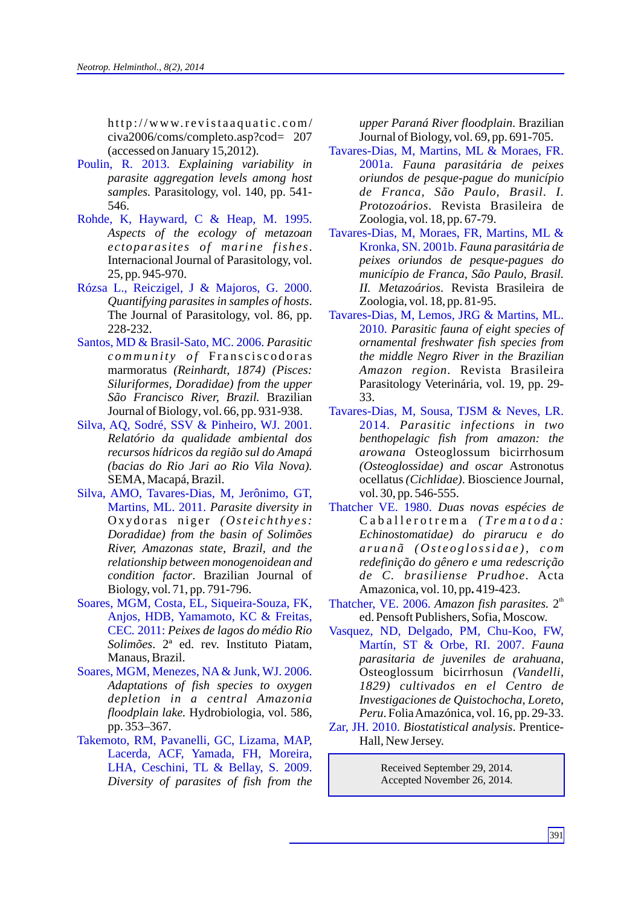http://www.revistaaquatic.com/civa2006/coms/completo.asp?cod= 207 (accessed on January 15,2012).

Poulin, R. 2013. *Explaining variability in parasite aggregation levels among host samples.* Parasitology, vol. 140, pp. 541-546.

Rohde, K, Hayward, C & Heap, M. 1995. *Aspects of the ecology of metazoan ectoparasites of marine fishes*. Internacional Journal of Parasitology, vol. 25, pp. 945-970.

Rózsa L., Reiczigel, J & Majoros, G. 2000. *Quantifying parasites in samples of hosts*. The Journal of Parasitology, vol. 86, pp. 228-232.

Santos, MD & Brasil-Sato, MC. 2006. *Parasitic community of* Franscíscodoras marmoratus *(Reinhardt, 1874) (Pisces: Siluriformes, Doradidae) from the upper São Francisco River, Brazil.* Brazilian Journal of Biology, vol. 66, pp. 931-938.

Silva, AQ, Sodré, SSV & Pinheiro, WJ. 2001. *Relatório da qualidade ambiental dos recursos hídricos da região sul do Amapá (bacias do Rio Jari ao Rio Vila Nova).* SEMA, Macapá, Brazil.

Silva, AMO, Tavares-Dias, M, Jerônimo, GT, Martins, ML. 2011. *Parasite diversity in* Oxydoras niger *(Osteichthyes: Doradidae) from the basin of Solimões River, Amazonas state, Brazil, and the relationship between monogenoidean and condition factor*. Brazilian Journal of Biology, vol. 71, pp. 791-796.

Soares, MGM, Costa, EL, Siqueira-Souza, FK, Anjos, HDB, Yamamoto, KC & Freitas, CEC. 2011: *Peixes de lagos do médio Rio Solimões*. 2ª ed. rev. Instituto Piatam, Manaus, Brazil.

Soares, MGM, Menezes, NA & Junk, WJ. 2006. *Adaptations of fish species to oxygen depletion in a central Amazonia floodplain lake.* Hydrobiologia, vol. 586, pp. 353–367.

Takemoto, RM, Pavanelli, GC, Lizama, MAP, Lacerda, ACF, Yamada, FH, Moreira, LHA, Ceschini, TL & Bellay, S. 2009. *Diversity of parasites of fish from the upper Paraná River floodplain.* Brazilian Journal of Biology, vol. 69, pp. 691-705.

Tavares-Dias, M, Martins, ML & Moraes, FR. 2001a. *Fauna parasitária de peixes oriundos de pesque-pague do município de Franca, São Paulo, Brasil. I. Protozoários*. Revista Brasileira de Zoologia, vol. 18, pp. 67-79.

Tavares-Dias, M, Moraes, FR, Martins, ML & Kronka, SN. 2001b. *Fauna parasitária de peixes oriundos de pesque-pagues do município de Franca, São Paulo, Brasil. II. Metazoários*. Revista Brasileira de Zoologia, vol. 18, pp. 81-95.

Tavares-Dias, M, Lemos, JRG & Martins, ML. 2010. *Parasitic fauna of eight species of ornamental freshwater fish species from the middle Negro River in the Brazilian Amazon region*. Revista Brasileira Parasitology Veterinária, vol. 19, pp. 29-33.

Tavares-Dias, M, Sousa, TJSM & Neves, LR. 2014. *Parasitic infections in two benthopelagic fish from amazon: the arowana* Osteoglossum bicirrhosum *(Osteoglossidae) and oscar* Astronotus ocellatus *(Cichlidae)*. Bioscience Journal, vol. 30, pp. 546-555.

Thatcher VE. 1980. *Duas novas espécies de* Caballerotrema *(Trematoda: Echinostomatidae) do pirarucu e do aruanã (Osteoglossidae), com redefinição do gênero e uma redescrição de C. brasiliense Prudhoe*. Acta Amazonica, vol. 10, pp. 419-423.

Thatcher, VE. 2006. *Amazon fish parasites.* 2th ed. Pensoft Publishers, Sofia, Moscow.

Vasquez, ND, Delgado, PM, Chu-Koo, FW, Martín, ST & Orbe, RI. 2007. *Fauna parasitaria de juveniles de arahuana,* Osteoglossum bicirrhosum *(Vandelli, 1829) cultivados en el Centro de Investigaciones de Quistochocha, Loreto, Peru*. Folia Amazónica, vol. 16, pp. 29-33.

Zar, JH. 2010. *Biostatistical analysis*. Prentice-Hall, New Jersey.

Received September 29, 2014.
Accepted November 26, 2014.